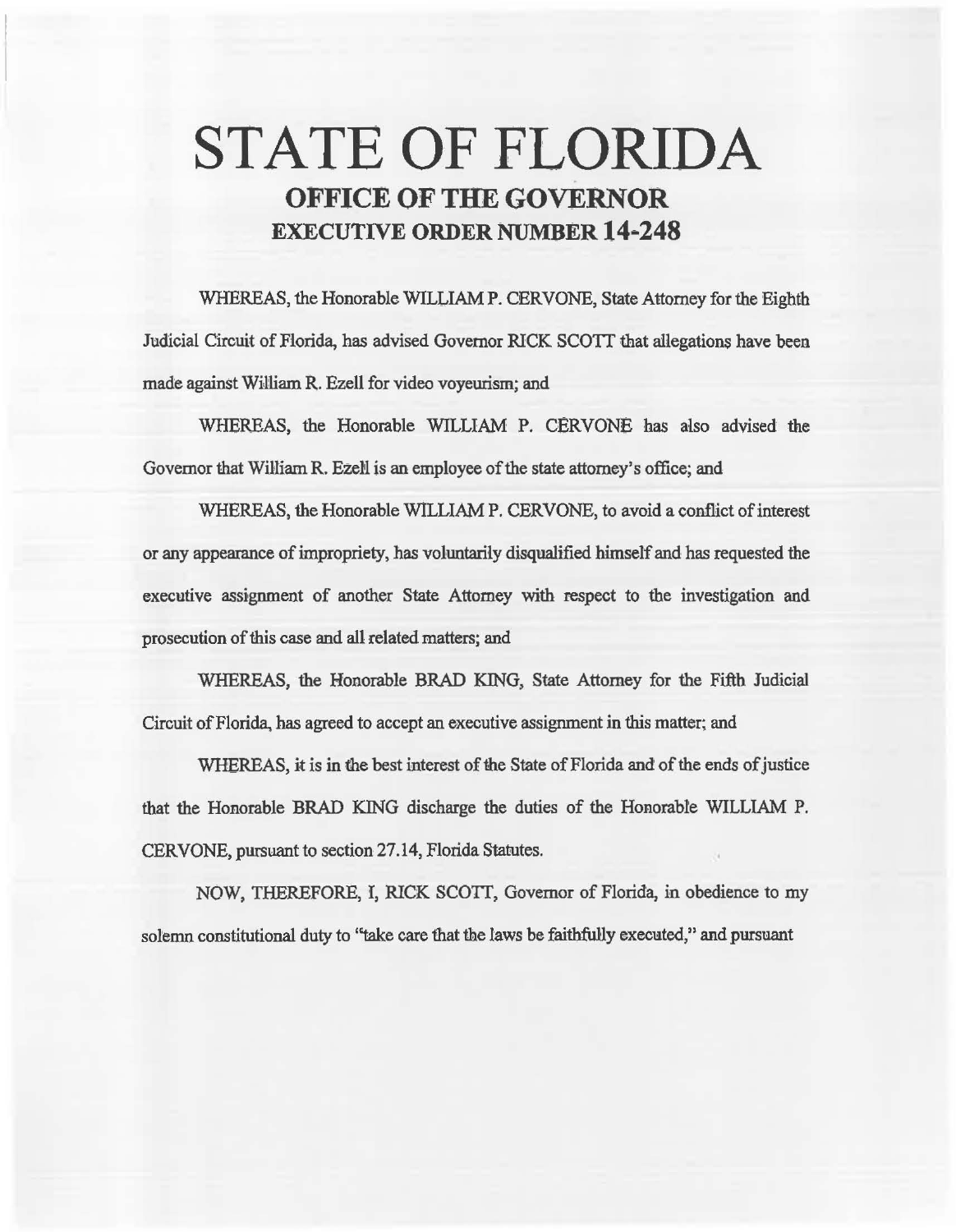# STATE OF FLORIDA

## OFFICE OF THE GOVERNOR

### EXECUTIVE ORDER NUMBER 14-248

WHEREAS, the Honorable WILLIAM P. CERVONE, State Attorney for the Eighth Judicial Circuit of Florida, has advised Governor RICK SCOTT that allegations have been made against William R. Ezell for video voyeurism; and

WHEREAS, the Honorable WILLIAM P. CERVONE has also advised the Governor that William R. Ezell is an employee of the state attorney's office; and

WHEREAS, the Honorable WILLIAM P. CERVONE, to avoid a conflict of interest or any appearance of impropriety, has voluntarily disqualified himself and has requested the executive assignment of another State Attorney with respect to the investigation and prosecution of this case and all related matters; and

WHEREAS, the Honorable BRAD KING, State Attorney for the Fifth Judicial Circuit of Florida, has agreed to accept an executive assignment in this matter; and

WHEREAS, it is in the best interest of the State of Florida and of the ends of justice that the Honorable BRAD KING discharge the duties of the Honorable WILLIAM P. CERVONE, pursuant to section 27.14, Florida Statutes.

NOW, THEREFORE, I, RICK SCOTT, Governor of Florida, in obedience to my solemn constitutional duty to "take care that the laws be faithfully executed," and pursuant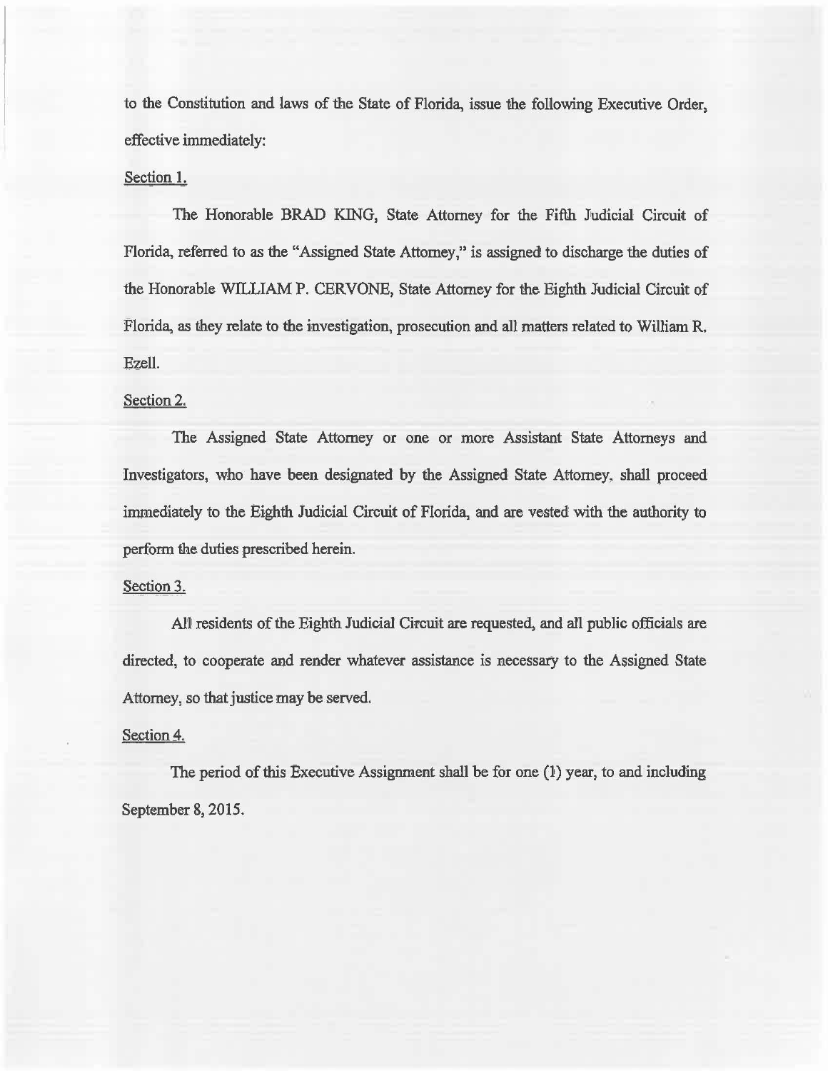to the Constitution and laws of the State of Florida, issue the following Executive Order, effective immediately:

Section 1.

The Honorable BRAD KING, State Attorney for the Fifth Judicial Circuit of Florida, referred to as the "Assigned State Attorney," is assigned to discharge the duties of the Honorable WILLIAM P. CERVONE, State Attorney for the Eighth Judicial Circuit of Florida, as they relate to the investigation, prosecution and all matters related to William R. Ezell.

Section 2.

The Assigned State Attorney or one or more Assistant State Attorneys and Investigators, who have been designated by the Assigned State Attorney, shall proceed immediately to the Eighth Judicial Circuit of Florida, and are vested with the authority to perform the duties prescribed herein.

Section 3.

All residents of the Eighth Judicial Circuit are requested, and all public officials are directed, to cooperate and render whatever assistance is necessary to the Assigned State Attorney, so that justice may be served.

Section 4.

The period of this Executive Assignment shall be for one (1) year, to and including September 8, 2015.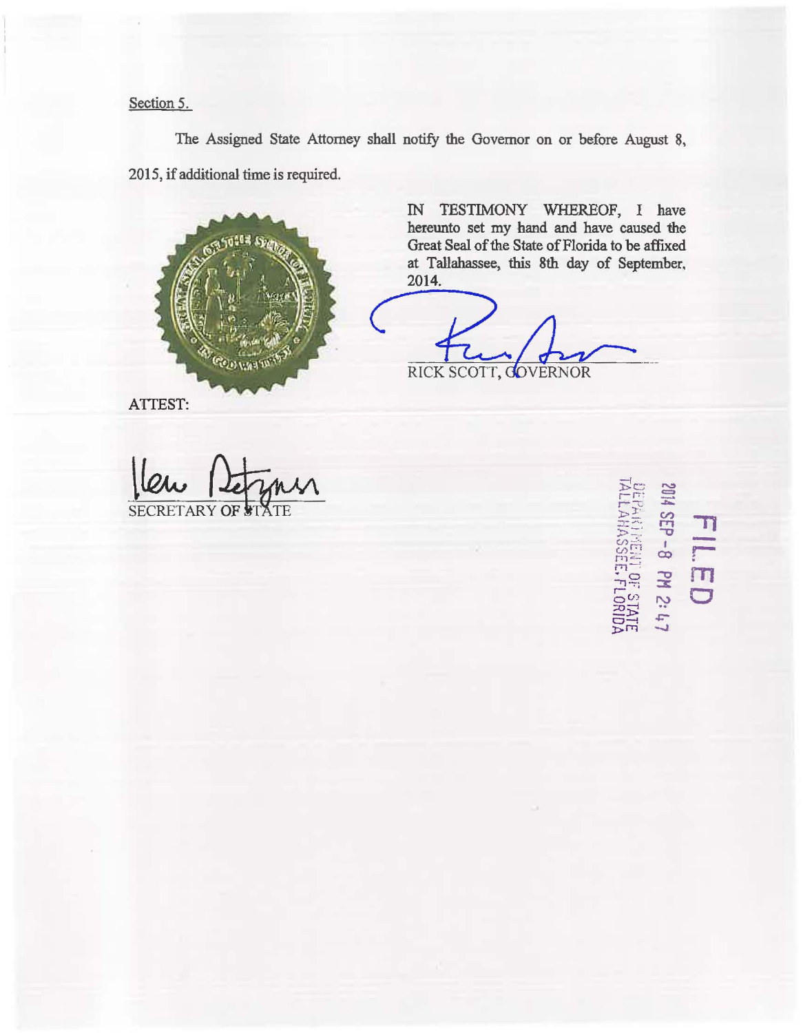Section 5.

The Assigned State Attorney shall notify the Governor on or before August 8, 2015, if additional time is required.

IN TESTIMONY WHEREOF, I have hereunto set my hand and have caused the Great Seal of the State of Florida to be affixed at Tallahassee, this 8th day of September, 2014.

RICK SCOTT, GOVERNOR

ATTEST:

SECRETARY OF STATE

FILED

2014 SEP -8 PM 2:47

DEPARTMENT OF STATE
TALLAHASSEE, FLORIDA